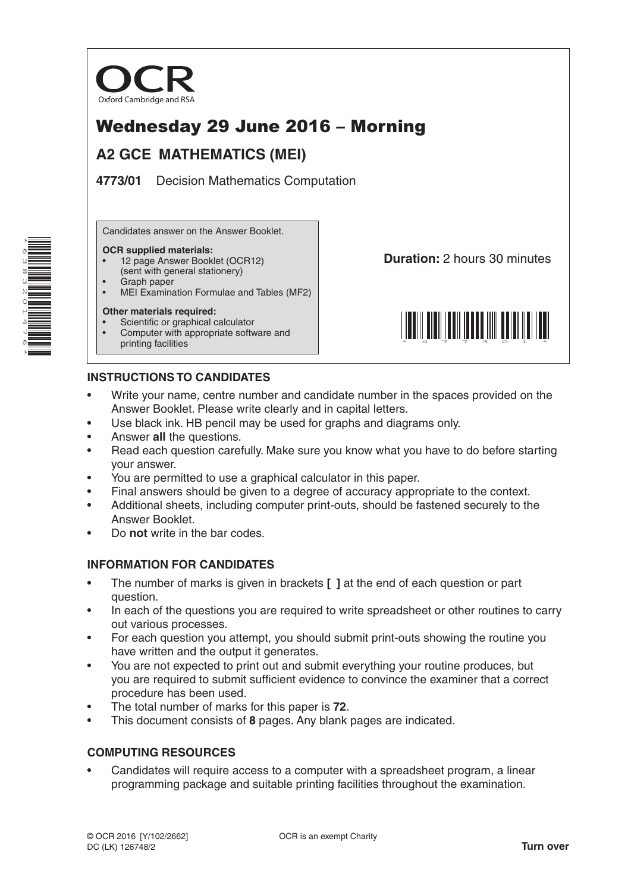OCR

Oxford Cambridge and RSA

# Wednesday 29 June 2016 – Morning

## A2 GCE MATHEMATICS (MEI)

**4773/01** Decision Mathematics Computation

Candidates answer on the Answer Booklet.

**OCR supplied materials:**

- 12 page Answer Booklet (OCR12) (sent with general stationery)
- Graph paper
- MEI Examination Formulae and Tables (MF2)

**Other materials required:**

- Scientific or graphical calculator
- Computer with appropriate software and printing facilities

**Duration:** 2 hours 30 minutes

### INSTRUCTIONS TO CANDIDATES

- Write your name, centre number and candidate number in the spaces provided on the Answer Booklet. Please write clearly and in capital letters.
- Use black ink. HB pencil may be used for graphs and diagrams only.
- Answer **all** the questions.
- Read each question carefully. Make sure you know what you have to do before starting your answer.
- You are permitted to use a graphical calculator in this paper.
- Final answers should be given to a degree of accuracy appropriate to the context.
- Additional sheets, including computer print-outs, should be fastened securely to the Answer Booklet.
- Do **not** write in the bar codes.

### INFORMATION FOR CANDIDATES

- The number of marks is given in brackets **[ ]** at the end of each question or part question.
- In each of the questions you are required to write spreadsheet or other routines to carry out various processes.
- For each question you attempt, you should submit print-outs showing the routine you have written and the output it generates.
- You are not expected to print out and submit everything your routine produces, but you are required to submit sufficient evidence to convince the examiner that a correct procedure has been used.
- The total number of marks for this paper is **72**.
- This document consists of **8** pages. Any blank pages are indicated.

### COMPUTING RESOURCES

- Candidates will require access to a computer with a spreadsheet program, a linear programming package and suitable printing facilities throughout the examination.

© OCR 2016 [Y/102/2662]
DC (LK) 126748/2

OCR is an exempt Charity

**Turn over**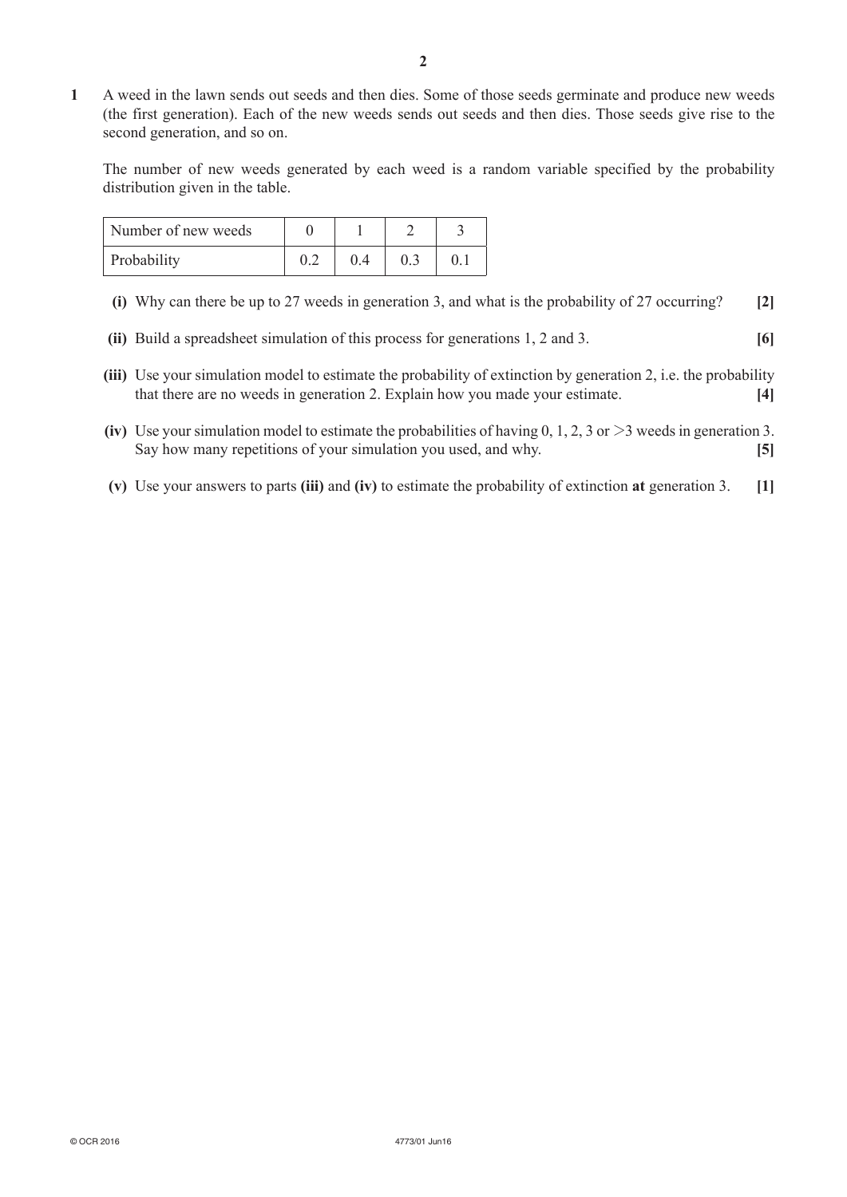**1** A weed in the lawn sends out seeds and then dies. Some of those seeds germinate and produce new weeds (the first generation). Each of the new weeds sends out seeds and then dies. Those seeds give rise to the second generation, and so on.

The number of new weeds generated by each weed is a random variable specified by the probability distribution given in the table.

| Number of new weeds | 0 | 1 | 2 | 3 |
|---|---|---|---|---|
| Probability | 0.2 | 0.4 | 0.3 | 0.1 |

**(i)** Why can there be up to 27 weeds in generation 3, and what is the probability of 27 occurring? **[2]**

**(ii)** Build a spreadsheet simulation of this process for generations 1, 2 and 3. **[6]**

**(iii)** Use your simulation model to estimate the probability of extinction by generation 2, i.e. the probability that there are no weeds in generation 2. Explain how you made your estimate. **[4]**

**(iv)** Use your simulation model to estimate the probabilities of having 0, 1, 2, 3 or $>3$ weeds in generation 3. Say how many repetitions of your simulation you used, and why. **[5]**

**(v)** Use your answers to parts **(iii)** and **(iv)** to estimate the probability of extinction **at** generation 3. **[1]**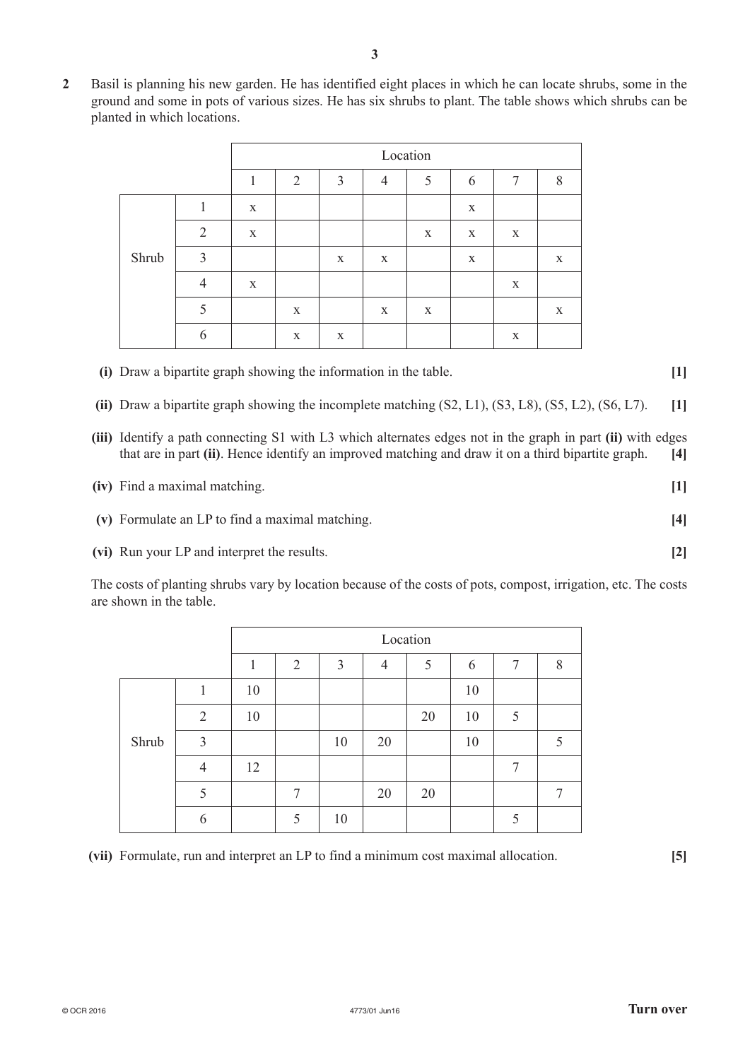**2** Basil is planning his new garden. He has identified eight places in which he can locate shrubs, some in the ground and some in pots of various sizes. He has six shrubs to plant. The table shows which shrubs can be planted in which locations.

| | | Location | | | | | | | |
|---|---|---|---|---|---|---|---|---|---|
| | | 1 | 2 | 3 | 4 | 5 | 6 | 7 | 8 |
| Shrub | 1 | x | | | | | x | | |
| | 2 | x | | | | x | x | x | |
| | 3 | | | x | x | | x | | x |
| | 4 | x | | | | | | x | |
| | 5 | | x | | x | x | | | x |
| | 6 | | x | x | | | | x | |

**(i)** Draw a bipartite graph showing the information in the table. **[1]**

**(ii)** Draw a bipartite graph showing the incomplete matching (S2, L1), (S3, L8), (S5, L2), (S6, L7). **[1]**

**(iii)** Identify a path connecting S1 with L3 which alternates edges not in the graph in part **(ii)** with edges that are in part **(ii)**. Hence identify an improved matching and draw it on a third bipartite graph. **[4]**

**(iv)** Find a maximal matching. **[1]**

**(v)** Formulate an LP to find a maximal matching. **[4]**

**(vi)** Run your LP and interpret the results. **[2]**

The costs of planting shrubs vary by location because of the costs of pots, compost, irrigation, etc. The costs are shown in the table.

| | | Location | | | | | | | |
|---|---|---|---|---|---|---|---|---|---|
| | | 1 | 2 | 3 | 4 | 5 | 6 | 7 | 8 |
| Shrub | 1 | 10 | | | | | 10 | | |
| | 2 | 10 | | | | 20 | 10 | 5 | |
| | 3 | | | 10 | 20 | | 10 | | 5 |
| | 4 | 12 | | | | | | 7 | |
| | 5 | | 7 | | 20 | 20 | | | 7 |
| | 6 | | 5 | 10 | | | | 5 | |

**(vii)** Formulate, run and interpret an LP to find a minimum cost maximal allocation. **[5]**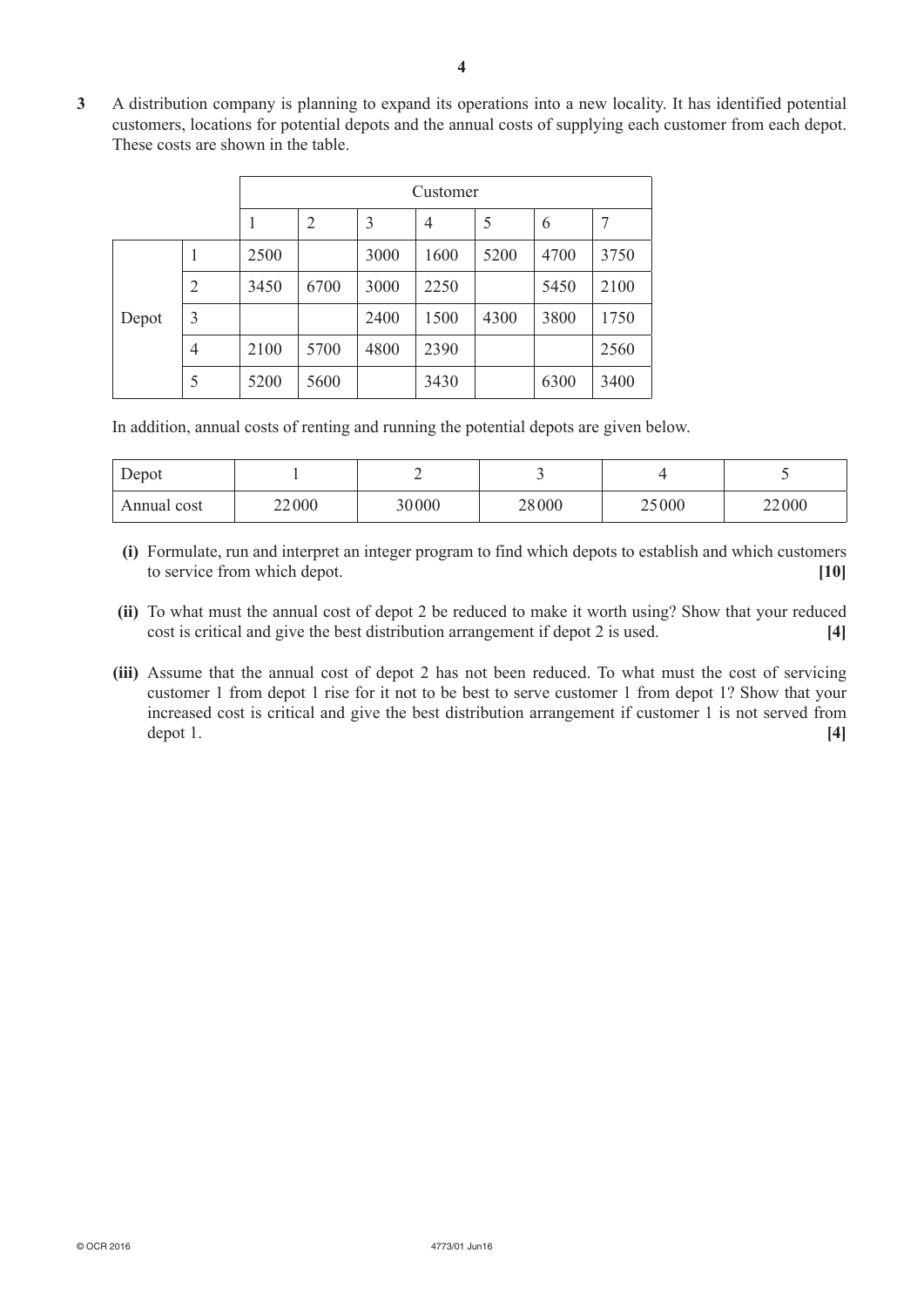**3** A distribution company is planning to expand its operations into a new locality. It has identified potential customers, locations for potential depots and the annual costs of supplying each customer from each depot. These costs are shown in the table.

| | | Customer | | | | | | |
|---|---|---|---|---|---|---|---|---|
| | | 1 | 2 | 3 | 4 | 5 | 6 | 7 |
| Depot | 1 | 2500 | | 3000 | 1600 | 5200 | 4700 | 3750 |
| | 2 | 3450 | 6700 | 3000 | 2250 | | 5450 | 2100 |
| | 3 | | | 2400 | 1500 | 4300 | 3800 | 1750 |
| | 4 | 2100 | 5700 | 4800 | 2390 | | | 2560 |
| | 5 | 5200 | 5600 | | 3430 | | 6300 | 3400 |

In addition, annual costs of renting and running the potential depots are given below.

| Depot | 1 | 2 | 3 | 4 | 5 |
|---|---|---|---|---|---|
| Annual cost | 22000 | 30000 | 28000 | 25000 | 22000 |

**(i)** Formulate, run and interpret an integer program to find which depots to establish and which customers to service from which depot. **[10]**

**(ii)** To what must the annual cost of depot 2 be reduced to make it worth using? Show that your reduced cost is critical and give the best distribution arrangement if depot 2 is used. **[4]**

**(iii)** Assume that the annual cost of depot 2 has not been reduced. To what must the cost of servicing customer 1 from depot 1 rise for it not to be best to serve customer 1 from depot 1? Show that your increased cost is critical and give the best distribution arrangement if customer 1 is not served from depot 1. **[4]**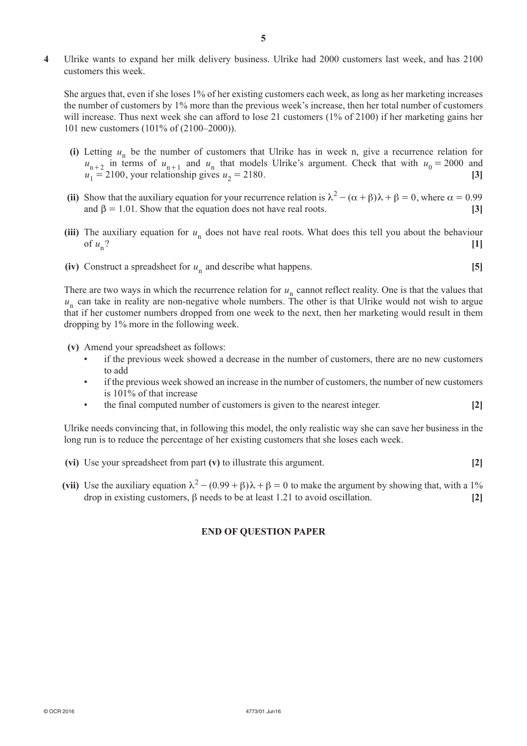**4** Ulrike wants to expand her milk delivery business. Ulrike had 2000 customers last week, and has 2100 customers this week.

She argues that, even if she loses 1% of her existing customers each week, as long as her marketing increases the number of customers by 1% more than the previous week's increase, then her total number of customers will increase. Thus next week she can afford to lose 21 customers (1% of 2100) if her marketing gains her 101 new customers (101% of (2100–2000)).

**(i)** Letting $u_n$ be the number of customers that Ulrike has in week n, give a recurrence relation for $u_{n+2}$ in terms of $u_{n+1}$ and $u_n$ that models Ulrike's argument. Check that with $u_0 = 2000$ and $u_1 = 2100$, your relationship gives $u_2 = 2180$. **[3]**

**(ii)** Show that the auxiliary equation for your recurrence relation is $\lambda^2 - (\alpha + \beta)\lambda + \beta = 0$, where $\alpha = 0.99$ and $\beta = 1.01$. Show that the equation does not have real roots. **[3]**

**(iii)** The auxiliary equation for $u_n$ does not have real roots. What does this tell you about the behaviour of $u_n$? **[1]**

**(iv)** Construct a spreadsheet for $u_n$ and describe what happens. **[5]**

There are two ways in which the recurrence relation for $u_n$ cannot reflect reality. One is that the values that $u_n$ can take in reality are non-negative whole numbers. The other is that Ulrike would not wish to argue that if her customer numbers dropped from one week to the next, then her marketing would result in them dropping by 1% more in the following week.

**(v)** Amend your spreadsheet as follows:

- if the previous week showed a decrease in the number of customers, there are no new customers to add
- if the previous week showed an increase in the number of customers, the number of new customers is 101% of that increase
- the final computed number of customers is given to the nearest integer. **[2]**

Ulrike needs convincing that, in following this model, the only realistic way she can save her business in the long run is to reduce the percentage of her existing customers that she loses each week.

**(vi)** Use your spreadsheet from part **(v)** to illustrate this argument. **[2]**

**(vii)** Use the auxiliary equation $\lambda^2 - (0.99 + \beta)\lambda + \beta = 0$ to make the argument by showing that, with a 1% drop in existing customers, $\beta$ needs to be at least 1.21 to avoid oscillation. **[2]**

**END OF QUESTION PAPER**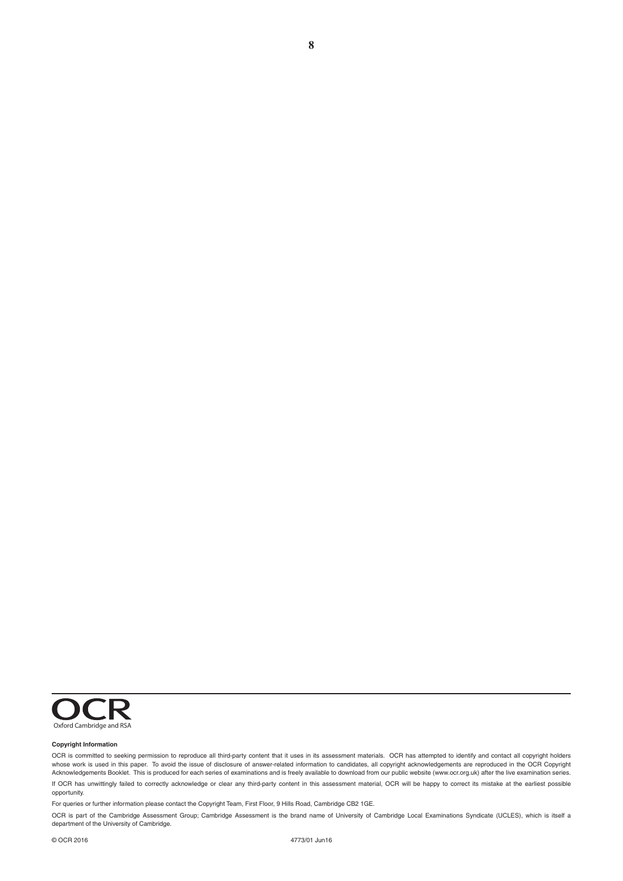OCR
Oxford Cambridge and RSA

**Copyright Information**

OCR is committed to seeking permission to reproduce all third-party content that it uses in its assessment materials. OCR has attempted to identify and contact all copyright holders whose work is used in this paper. To avoid the issue of disclosure of answer-related information to candidates, all copyright acknowledgements are reproduced in the OCR Copyright Acknowledgements Booklet. This is produced for each series of examinations and is freely available to download from our public website (www.ocr.org.uk) after the live examination series.

If OCR has unwittingly failed to correctly acknowledge or clear any third-party content in this assessment material, OCR will be happy to correct its mistake at the earliest possible opportunity.

For queries or further information please contact the Copyright Team, First Floor, 9 Hills Road, Cambridge CB2 1GE.

OCR is part of the Cambridge Assessment Group; Cambridge Assessment is the brand name of University of Cambridge Local Examinations Syndicate (UCLES), which is itself a department of the University of Cambridge.

© OCR 2016 4773/01 Jun16